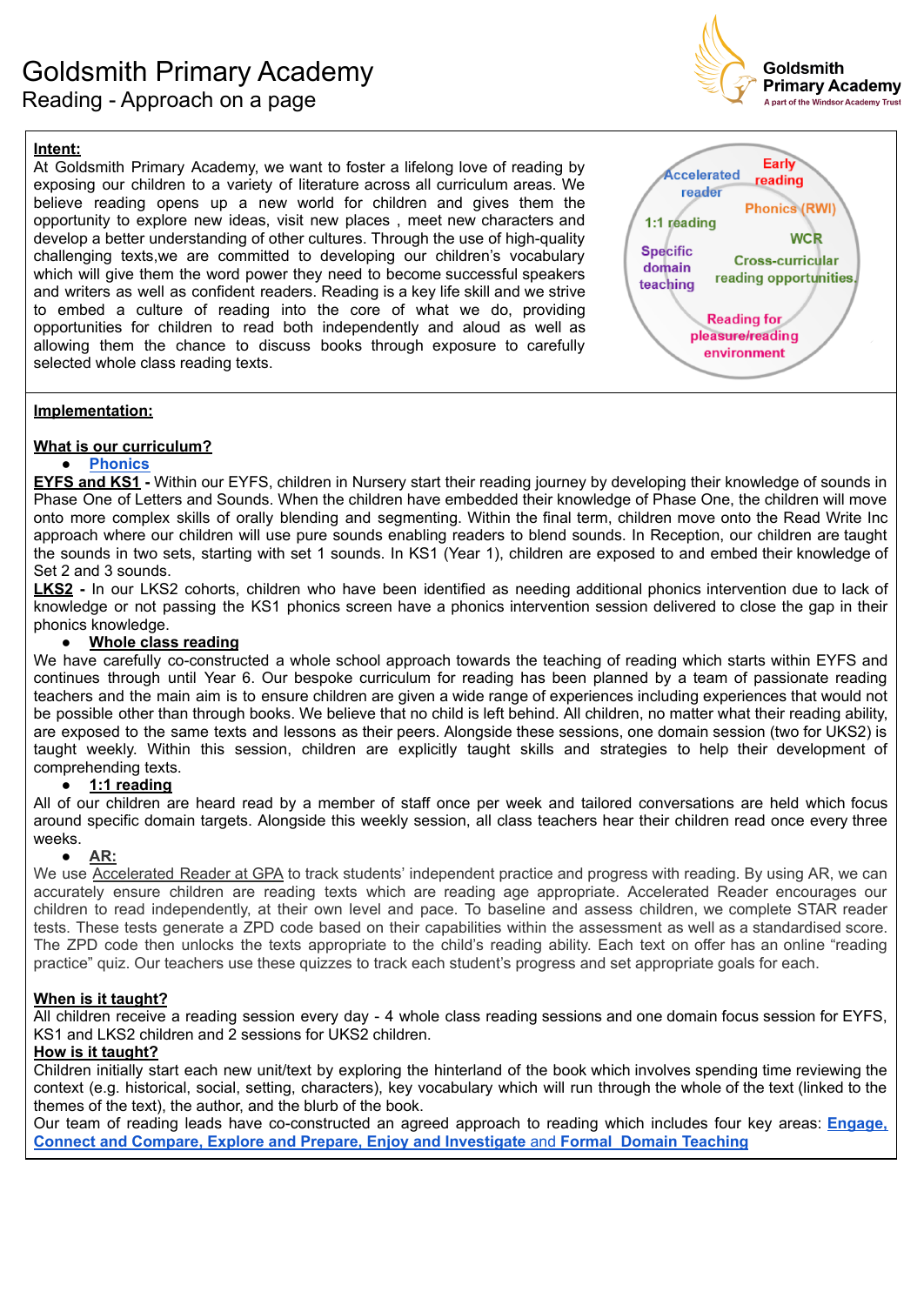# Goldsmith Primary Academy

## Reading - Approach on a page

Goldsmith Primary Academy
A part of the Windsor Academy Trust

**Intent:**

At Goldsmith Primary Academy, we want to foster a lifelong love of reading by exposing our children to a variety of literature across all curriculum areas. We believe reading opens up a new world for children and gives them the opportunity to explore new ideas, visit new places , meet new characters and develop a better understanding of other cultures. Through the use of high-quality challenging texts,we are committed to developing our children's vocabulary which will give them the word power they need to become successful speakers and writers as well as confident readers. Reading is a key life skill and we strive to embed a culture of reading into the core of what we do, providing opportunities for children to read both independently and aloud as well as allowing them the chance to discuss books through exposure to carefully selected whole class reading texts.

Accelerated reader | Early reading | Phonics (RWI) | 1:1 reading | WCR | Specific domain teaching | Cross-curricular reading opportunities | Reading for pleasure/reading environment

**Implementation:**

**What is our curriculum?**

- **Phonics**

**EYFS and KS1 -** Within our EYFS, children in Nursery start their reading journey by developing their knowledge of sounds in Phase One of Letters and Sounds. When the children have embedded their knowledge of Phase One, the children will move onto more complex skills of orally blending and segmenting. Within the final term, children move onto the Read Write Inc approach where our children will use pure sounds enabling readers to blend sounds. In Reception, our children are taught the sounds in two sets, starting with set 1 sounds. In KS1 (Year 1), children are exposed to and embed their knowledge of Set 2 and 3 sounds.

**LKS2 -** In our LKS2 cohorts, children who have been identified as needing additional phonics intervention due to lack of knowledge or not passing the KS1 phonics screen have a phonics intervention session delivered to close the gap in their phonics knowledge.

- **Whole class reading**

We have carefully co-constructed a whole school approach towards the teaching of reading which starts within EYFS and continues through until Year 6. Our bespoke curriculum for reading has been planned by a team of passionate reading teachers and the main aim is to ensure children are given a wide range of experiences including experiences that would not be possible other than through books. We believe that no child is left behind. All children, no matter what their reading ability, are exposed to the same texts and lessons as their peers. Alongside these sessions, one domain session (two for UKS2) is taught weekly. Within this session, children are explicitly taught skills and strategies to help their development of comprehending texts.

- **1:1 reading**

All of our children are heard read by a member of staff once per week and tailored conversations are held which focus around specific domain targets. Alongside this weekly session, all class teachers hear their children read once every three weeks.

- **AR:**

We use Accelerated Reader at GPA to track students' independent practice and progress with reading. By using AR, we can accurately ensure children are reading texts which are reading age appropriate. Accelerated Reader encourages our children to read independently, at their own level and pace. To baseline and assess children, we complete STAR reader tests. These tests generate a ZPD code based on their capabilities within the assessment as well as a standardised score. The ZPD code then unlocks the texts appropriate to the child's reading ability. Each text on offer has an online "reading practice" quiz. Our teachers use these quizzes to track each student's progress and set appropriate goals for each.

**When is it taught?**

All children receive a reading session every day - 4 whole class reading sessions and one domain focus session for EYFS, KS1 and LKS2 children and 2 sessions for UKS2 children.

**How is it taught?**

Children initially start each new unit/text by exploring the hinterland of the book which involves spending time reviewing the context (e.g. historical, social, setting, characters), key vocabulary which will run through the whole of the text (linked to the themes of the text), the author, and the blurb of the book.

Our team of reading leads have co-constructed an agreed approach to reading which includes four key areas: **Engage, Connect and Compare, Explore and Prepare, Enjoy and Investigate** and **Formal Domain Teaching**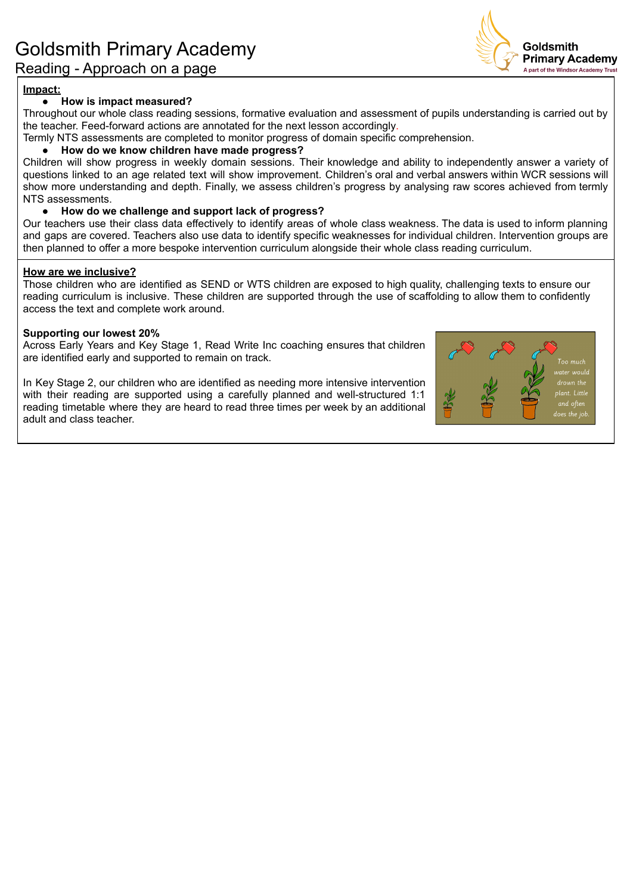# Goldsmith Primary Academy

## Reading - Approach on a page

**Impact:**

- **How is impact measured?**

Throughout our whole class reading sessions, formative evaluation and assessment of pupils understanding is carried out by the teacher. Feed-forward actions are annotated for the next lesson accordingly.

Termly NTS assessments are completed to monitor progress of domain specific comprehension.

- **How do we know children have made progress?**

Children will show progress in weekly domain sessions. Their knowledge and ability to independently answer a variety of questions linked to an age related text will show improvement. Children's oral and verbal answers within WCR sessions will show more understanding and depth. Finally, we assess children's progress by analysing raw scores achieved from termly NTS assessments.

- **How do we challenge and support lack of progress?**

Our teachers use their class data effectively to identify areas of whole class weakness. The data is used to inform planning and gaps are covered. Teachers also use data to identify specific weaknesses for individual children. Intervention groups are then planned to offer a more bespoke intervention curriculum alongside their whole class reading curriculum.

**How are we inclusive?**

Those children who are identified as SEND or WTS children are exposed to high quality, challenging texts to ensure our reading curriculum is inclusive. These children are supported through the use of scaffolding to allow them to confidently access the text and complete work around.

**Supporting our lowest 20%**

Across Early Years and Key Stage 1, Read Write Inc coaching ensures that children are identified early and supported to remain on track.

In Key Stage 2, our children who are identified as needing more intensive intervention with their reading are supported using a carefully planned and well-structured 1:1 reading timetable where they are heard to read three times per week by an additional adult and class teacher.

Too much water would drown the plant. Little and often does the job.